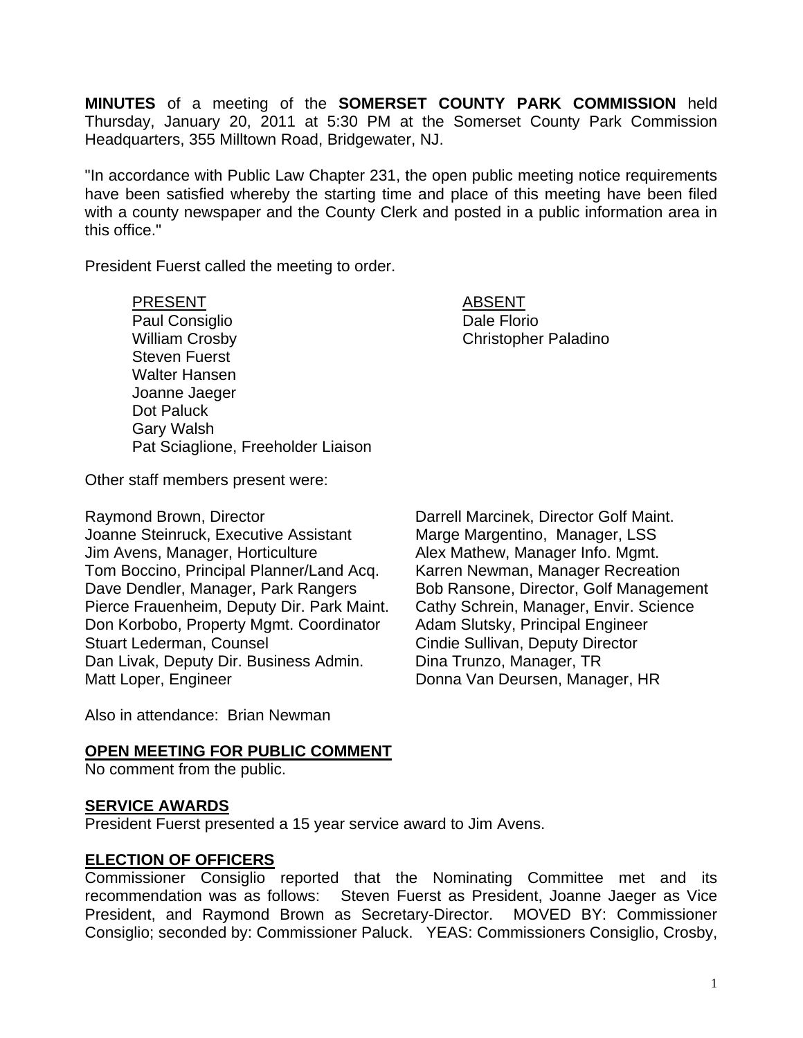**MINUTES** of a meeting of the **SOMERSET COUNTY PARK COMMISSION** held Thursday, January 20, 2011 at 5:30 PM at the Somerset County Park Commission Headquarters, 355 Milltown Road, Bridgewater, NJ.

"In accordance with Public Law Chapter 231, the open public meeting notice requirements have been satisfied whereby the starting time and place of this meeting have been filed with a county newspaper and the County Clerk and posted in a public information area in this office."

President Fuerst called the meeting to order.

| PRESENT | ABSENT |
|---|---|
| Paul Consiglio | Dale Florio |
| William Crosby | Christopher Paladino |
| Steven Fuerst | |
| Walter Hansen | |
| Joanne Jaeger | |
| Dot Paluck | |
| Gary Walsh | |
| Pat Sciaglione, Freeholder Liaison | |

Other staff members present were:

Raymond Brown, Director
Joanne Steinruck, Executive Assistant
Jim Avens, Manager, Horticulture
Tom Boccino, Principal Planner/Land Acq.
Dave Dendler, Manager, Park Rangers
Pierce Frauenheim, Deputy Dir. Park Maint.
Don Korbobo, Property Mgmt. Coordinator
Stuart Lederman, Counsel
Dan Livak, Deputy Dir. Business Admin.
Matt Loper, Engineer
Darrell Marcinek, Director Golf Maint.
Marge Margentino, Manager, LSS
Alex Mathew, Manager Info. Mgmt.
Karren Newman, Manager Recreation
Bob Ransone, Director, Golf Management
Cathy Schrein, Manager, Envir. Science
Adam Slutsky, Principal Engineer
Cindie Sullivan, Deputy Director
Dina Trunzo, Manager, TR
Donna Van Deursen, Manager, HR

Also in attendance: Brian Newman

## OPEN MEETING FOR PUBLIC COMMENT

No comment from the public.

## SERVICE AWARDS

President Fuerst presented a 15 year service award to Jim Avens.

## ELECTION OF OFFICERS

Commissioner Consiglio reported that the Nominating Committee met and its recommendation was as follows: Steven Fuerst as President, Joanne Jaeger as Vice President, and Raymond Brown as Secretary-Director. MOVED BY: Commissioner Consiglio; seconded by: Commissioner Paluck. YEAS: Commissioners Consiglio, Crosby,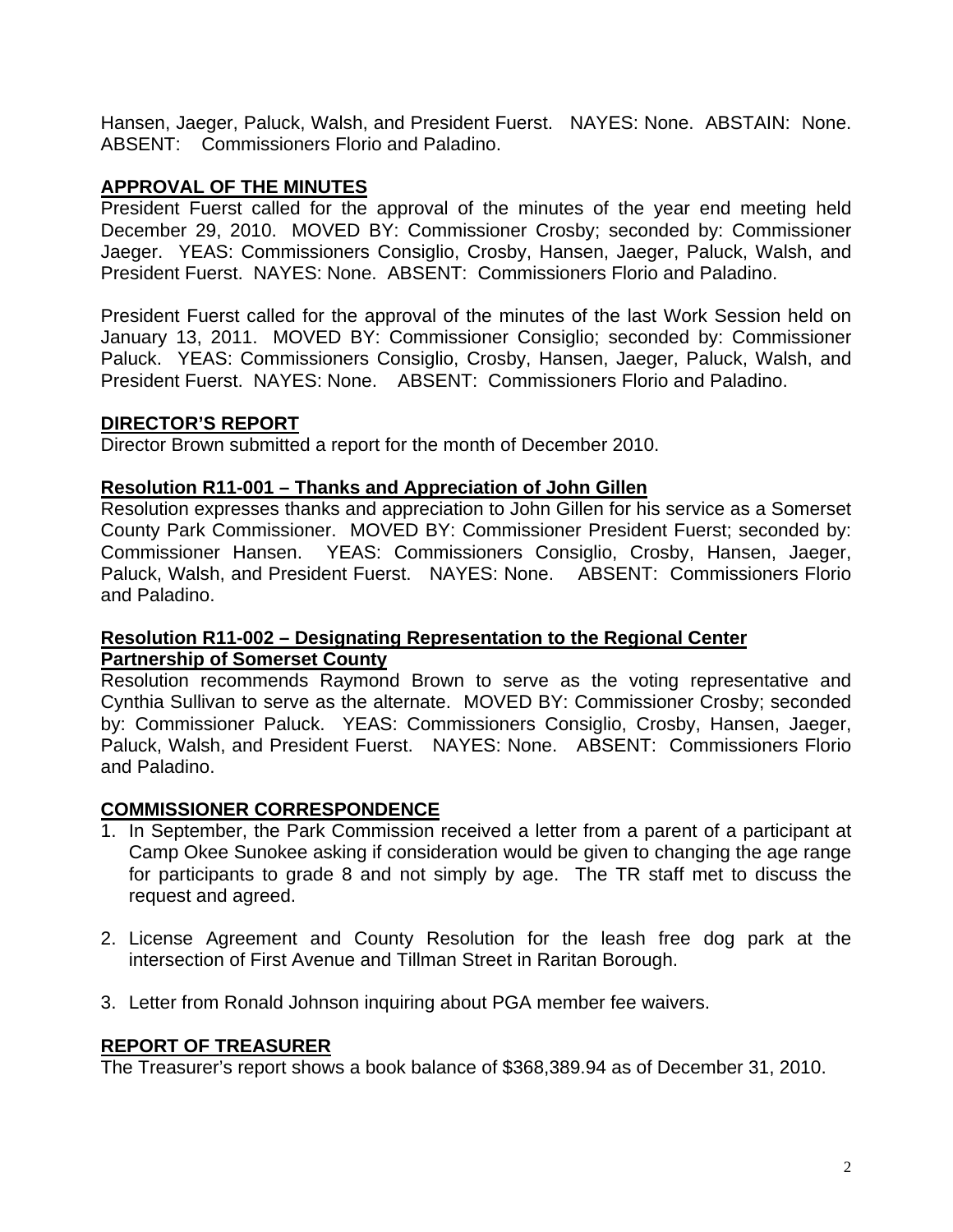Hansen, Jaeger, Paluck, Walsh, and President Fuerst. NAYES: None. ABSTAIN: None. ABSENT: Commissioners Florio and Paladino.

## APPROVAL OF THE MINUTES

President Fuerst called for the approval of the minutes of the year end meeting held December 29, 2010. MOVED BY: Commissioner Crosby; seconded by: Commissioner Jaeger. YEAS: Commissioners Consiglio, Crosby, Hansen, Jaeger, Paluck, Walsh, and President Fuerst. NAYES: None. ABSENT: Commissioners Florio and Paladino.

President Fuerst called for the approval of the minutes of the last Work Session held on January 13, 2011. MOVED BY: Commissioner Consiglio; seconded by: Commissioner Paluck. YEAS: Commissioners Consiglio, Crosby, Hansen, Jaeger, Paluck, Walsh, and President Fuerst. NAYES: None. ABSENT: Commissioners Florio and Paladino.

## DIRECTOR'S REPORT

Director Brown submitted a report for the month of December 2010.

## Resolution R11-001 – Thanks and Appreciation of John Gillen

Resolution expresses thanks and appreciation to John Gillen for his service as a Somerset County Park Commissioner. MOVED BY: Commissioner President Fuerst; seconded by: Commissioner Hansen. YEAS: Commissioners Consiglio, Crosby, Hansen, Jaeger, Paluck, Walsh, and President Fuerst. NAYES: None. ABSENT: Commissioners Florio and Paladino.

## Resolution R11-002 – Designating Representation to the Regional Center Partnership of Somerset County

Resolution recommends Raymond Brown to serve as the voting representative and Cynthia Sullivan to serve as the alternate. MOVED BY: Commissioner Crosby; seconded by: Commissioner Paluck. YEAS: Commissioners Consiglio, Crosby, Hansen, Jaeger, Paluck, Walsh, and President Fuerst. NAYES: None. ABSENT: Commissioners Florio and Paladino.

## COMMISSIONER CORRESPONDENCE

1. In September, the Park Commission received a letter from a parent of a participant at Camp Okee Sunokee asking if consideration would be given to changing the age range for participants to grade 8 and not simply by age. The TR staff met to discuss the request and agreed.

2. License Agreement and County Resolution for the leash free dog park at the intersection of First Avenue and Tillman Street in Raritan Borough.

3. Letter from Ronald Johnson inquiring about PGA member fee waivers.

## REPORT OF TREASURER

The Treasurer's report shows a book balance of $368,389.94 as of December 31, 2010.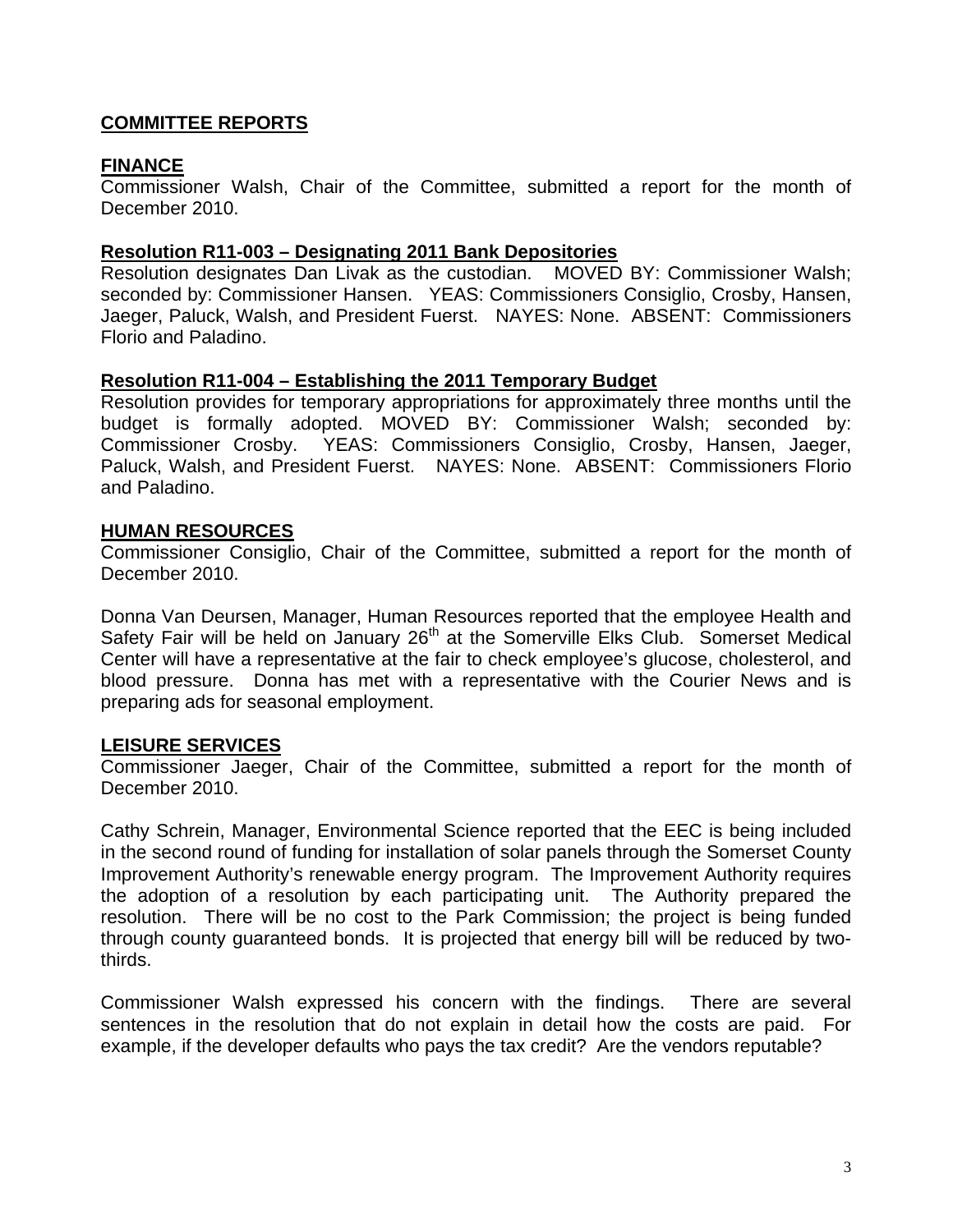## COMMITTEE REPORTS

### FINANCE

Commissioner Walsh, Chair of the Committee, submitted a report for the month of December 2010.

**Resolution R11-003 – Designating 2011 Bank Depositories**

Resolution designates Dan Livak as the custodian. MOVED BY: Commissioner Walsh; seconded by: Commissioner Hansen. YEAS: Commissioners Consiglio, Crosby, Hansen, Jaeger, Paluck, Walsh, and President Fuerst. NAYES: None. ABSENT: Commissioners Florio and Paladino.

**Resolution R11-004 – Establishing the 2011 Temporary Budget**

Resolution provides for temporary appropriations for approximately three months until the budget is formally adopted. MOVED BY: Commissioner Walsh; seconded by: Commissioner Crosby. YEAS: Commissioners Consiglio, Crosby, Hansen, Jaeger, Paluck, Walsh, and President Fuerst. NAYES: None. ABSENT: Commissioners Florio and Paladino.

### HUMAN RESOURCES

Commissioner Consiglio, Chair of the Committee, submitted a report for the month of December 2010.

Donna Van Deursen, Manager, Human Resources reported that the employee Health and Safety Fair will be held on January 26th at the Somerville Elks Club. Somerset Medical Center will have a representative at the fair to check employee's glucose, cholesterol, and blood pressure. Donna has met with a representative with the Courier News and is preparing ads for seasonal employment.

### LEISURE SERVICES

Commissioner Jaeger, Chair of the Committee, submitted a report for the month of December 2010.

Cathy Schrein, Manager, Environmental Science reported that the EEC is being included in the second round of funding for installation of solar panels through the Somerset County Improvement Authority's renewable energy program. The Improvement Authority requires the adoption of a resolution by each participating unit. The Authority prepared the resolution. There will be no cost to the Park Commission; the project is being funded through county guaranteed bonds. It is projected that energy bill will be reduced by two-thirds.

Commissioner Walsh expressed his concern with the findings. There are several sentences in the resolution that do not explain in detail how the costs are paid. For example, if the developer defaults who pays the tax credit? Are the vendors reputable?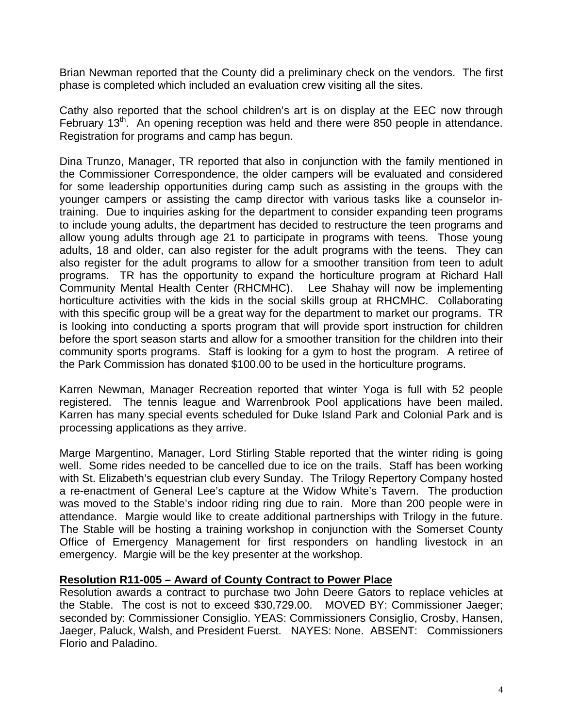Brian Newman reported that the County did a preliminary check on the vendors. The first phase is completed which included an evaluation crew visiting all the sites.

Cathy also reported that the school children's art is on display at the EEC now through February 13th. An opening reception was held and there were 850 people in attendance. Registration for programs and camp has begun.

Dina Trunzo, Manager, TR reported that also in conjunction with the family mentioned in the Commissioner Correspondence, the older campers will be evaluated and considered for some leadership opportunities during camp such as assisting in the groups with the younger campers or assisting the camp director with various tasks like a counselor in-training. Due to inquiries asking for the department to consider expanding teen programs to include young adults, the department has decided to restructure the teen programs and allow young adults through age 21 to participate in programs with teens. Those young adults, 18 and older, can also register for the adult programs with the teens. They can also register for the adult programs to allow for a smoother transition from teen to adult programs. TR has the opportunity to expand the horticulture program at Richard Hall Community Mental Health Center (RHCMHC). Lee Shahay will now be implementing horticulture activities with the kids in the social skills group at RHCMHC. Collaborating with this specific group will be a great way for the department to market our programs. TR is looking into conducting a sports program that will provide sport instruction for children before the sport season starts and allow for a smoother transition for the children into their community sports programs. Staff is looking for a gym to host the program. A retiree of the Park Commission has donated $100.00 to be used in the horticulture programs.

Karren Newman, Manager Recreation reported that winter Yoga is full with 52 people registered. The tennis league and Warrenbrook Pool applications have been mailed. Karren has many special events scheduled for Duke Island Park and Colonial Park and is processing applications as they arrive.

Marge Margentino, Manager, Lord Stirling Stable reported that the winter riding is going well. Some rides needed to be cancelled due to ice on the trails. Staff has been working with St. Elizabeth's equestrian club every Sunday. The Trilogy Repertory Company hosted a re-enactment of General Lee's capture at the Widow White's Tavern. The production was moved to the Stable's indoor riding ring due to rain. More than 200 people were in attendance. Margie would like to create additional partnerships with Trilogy in the future. The Stable will be hosting a training workshop in conjunction with the Somerset County Office of Emergency Management for first responders on handling livestock in an emergency. Margie will be the key presenter at the workshop.

**Resolution R11-005 – Award of County Contract to Power Place**

Resolution awards a contract to purchase two John Deere Gators to replace vehicles at the Stable. The cost is not to exceed $30,729.00. MOVED BY: Commissioner Jaeger; seconded by: Commissioner Consiglio. YEAS: Commissioners Consiglio, Crosby, Hansen, Jaeger, Paluck, Walsh, and President Fuerst. NAYES: None. ABSENT: Commissioners Florio and Paladino.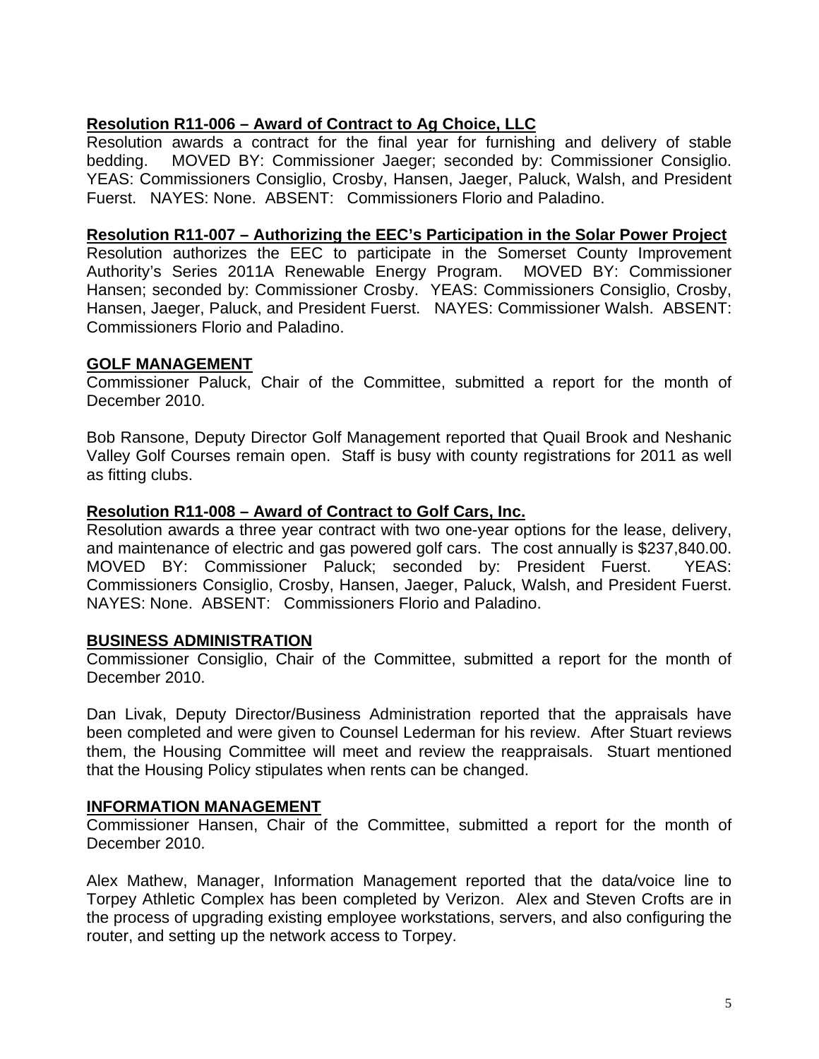**Resolution R11-006 – Award of Contract to Ag Choice, LLC**

Resolution awards a contract for the final year for furnishing and delivery of stable bedding. MOVED BY: Commissioner Jaeger; seconded by: Commissioner Consiglio. YEAS: Commissioners Consiglio, Crosby, Hansen, Jaeger, Paluck, Walsh, and President Fuerst. NAYES: None. ABSENT: Commissioners Florio and Paladino.

**Resolution R11-007 – Authorizing the EEC's Participation in the Solar Power Project**

Resolution authorizes the EEC to participate in the Somerset County Improvement Authority's Series 2011A Renewable Energy Program. MOVED BY: Commissioner Hansen; seconded by: Commissioner Crosby. YEAS: Commissioners Consiglio, Crosby, Hansen, Jaeger, Paluck, and President Fuerst. NAYES: Commissioner Walsh. ABSENT: Commissioners Florio and Paladino.

## GOLF MANAGEMENT

Commissioner Paluck, Chair of the Committee, submitted a report for the month of December 2010.

Bob Ransone, Deputy Director Golf Management reported that Quail Brook and Neshanic Valley Golf Courses remain open. Staff is busy with county registrations for 2011 as well as fitting clubs.

**Resolution R11-008 – Award of Contract to Golf Cars, Inc.**

Resolution awards a three year contract with two one-year options for the lease, delivery, and maintenance of electric and gas powered golf cars. The cost annually is $237,840.00. MOVED BY: Commissioner Paluck; seconded by: President Fuerst. YEAS: Commissioners Consiglio, Crosby, Hansen, Jaeger, Paluck, Walsh, and President Fuerst. NAYES: None. ABSENT: Commissioners Florio and Paladino.

## BUSINESS ADMINISTRATION

Commissioner Consiglio, Chair of the Committee, submitted a report for the month of December 2010.

Dan Livak, Deputy Director/Business Administration reported that the appraisals have been completed and were given to Counsel Lederman for his review. After Stuart reviews them, the Housing Committee will meet and review the reappraisals. Stuart mentioned that the Housing Policy stipulates when rents can be changed.

## INFORMATION MANAGEMENT

Commissioner Hansen, Chair of the Committee, submitted a report for the month of December 2010.

Alex Mathew, Manager, Information Management reported that the data/voice line to Torpey Athletic Complex has been completed by Verizon. Alex and Steven Crofts are in the process of upgrading existing employee workstations, servers, and also configuring the router, and setting up the network access to Torpey.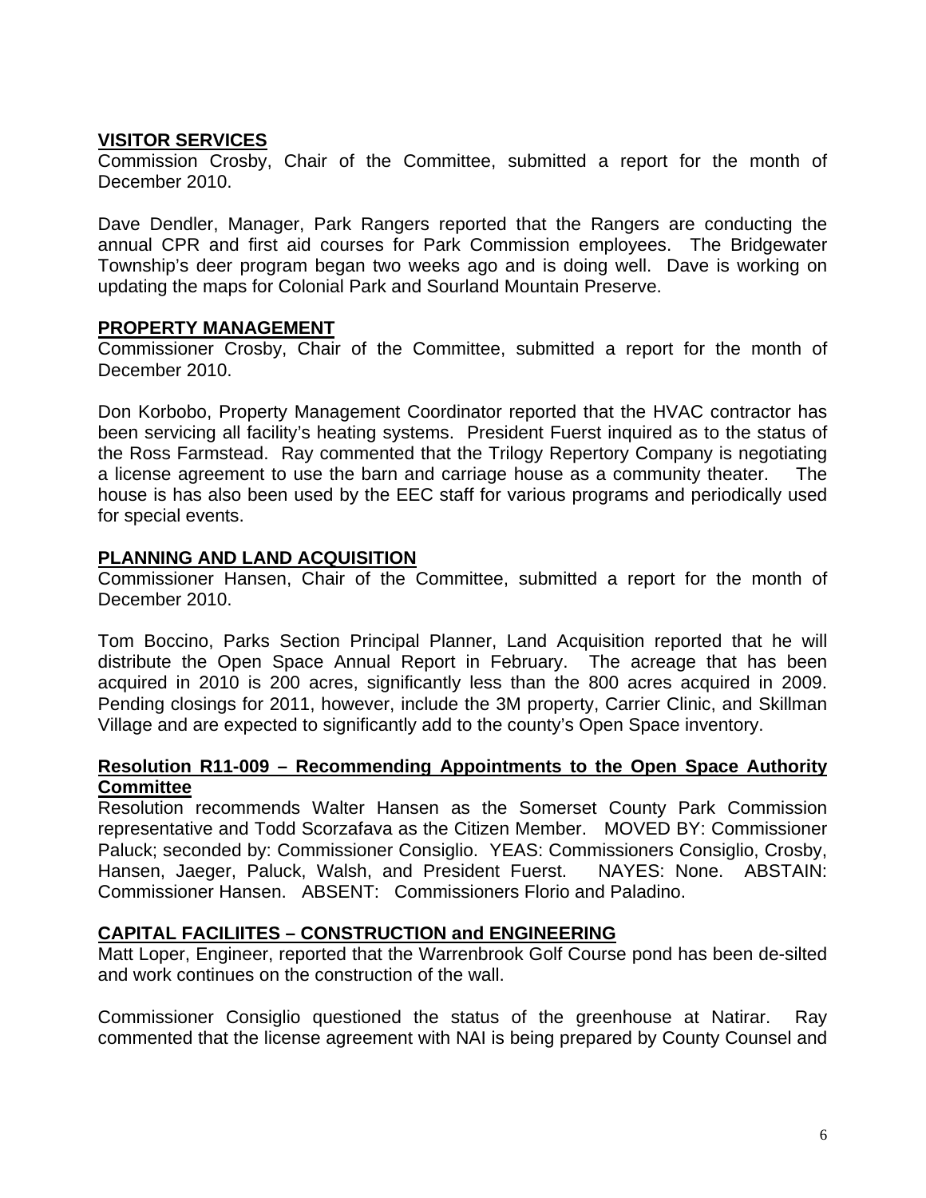**VISITOR SERVICES**

Commission Crosby, Chair of the Committee, submitted a report for the month of December 2010.

Dave Dendler, Manager, Park Rangers reported that the Rangers are conducting the annual CPR and first aid courses for Park Commission employees. The Bridgewater Township's deer program began two weeks ago and is doing well. Dave is working on updating the maps for Colonial Park and Sourland Mountain Preserve.

**PROPERTY MANAGEMENT**

Commissioner Crosby, Chair of the Committee, submitted a report for the month of December 2010.

Don Korbobo, Property Management Coordinator reported that the HVAC contractor has been servicing all facility's heating systems. President Fuerst inquired as to the status of the Ross Farmstead. Ray commented that the Trilogy Repertory Company is negotiating a license agreement to use the barn and carriage house as a community theater. The house is has also been used by the EEC staff for various programs and periodically used for special events.

**PLANNING AND LAND ACQUISITION**

Commissioner Hansen, Chair of the Committee, submitted a report for the month of December 2010.

Tom Boccino, Parks Section Principal Planner, Land Acquisition reported that he will distribute the Open Space Annual Report in February. The acreage that has been acquired in 2010 is 200 acres, significantly less than the 800 acres acquired in 2009. Pending closings for 2011, however, include the 3M property, Carrier Clinic, and Skillman Village and are expected to significantly add to the county's Open Space inventory.

**Resolution R11-009 – Recommending Appointments to the Open Space Authority Committee**

Resolution recommends Walter Hansen as the Somerset County Park Commission representative and Todd Scorzafava as the Citizen Member. MOVED BY: Commissioner Paluck; seconded by: Commissioner Consiglio. YEAS: Commissioners Consiglio, Crosby, Hansen, Jaeger, Paluck, Walsh, and President Fuerst. NAYES: None. ABSTAIN: Commissioner Hansen. ABSENT: Commissioners Florio and Paladino.

**CAPITAL FACILIITES – CONSTRUCTION and ENGINEERING**

Matt Loper, Engineer, reported that the Warrenbrook Golf Course pond has been de-silted and work continues on the construction of the wall.

Commissioner Consiglio questioned the status of the greenhouse at Natirar. Ray commented that the license agreement with NAI is being prepared by County Counsel and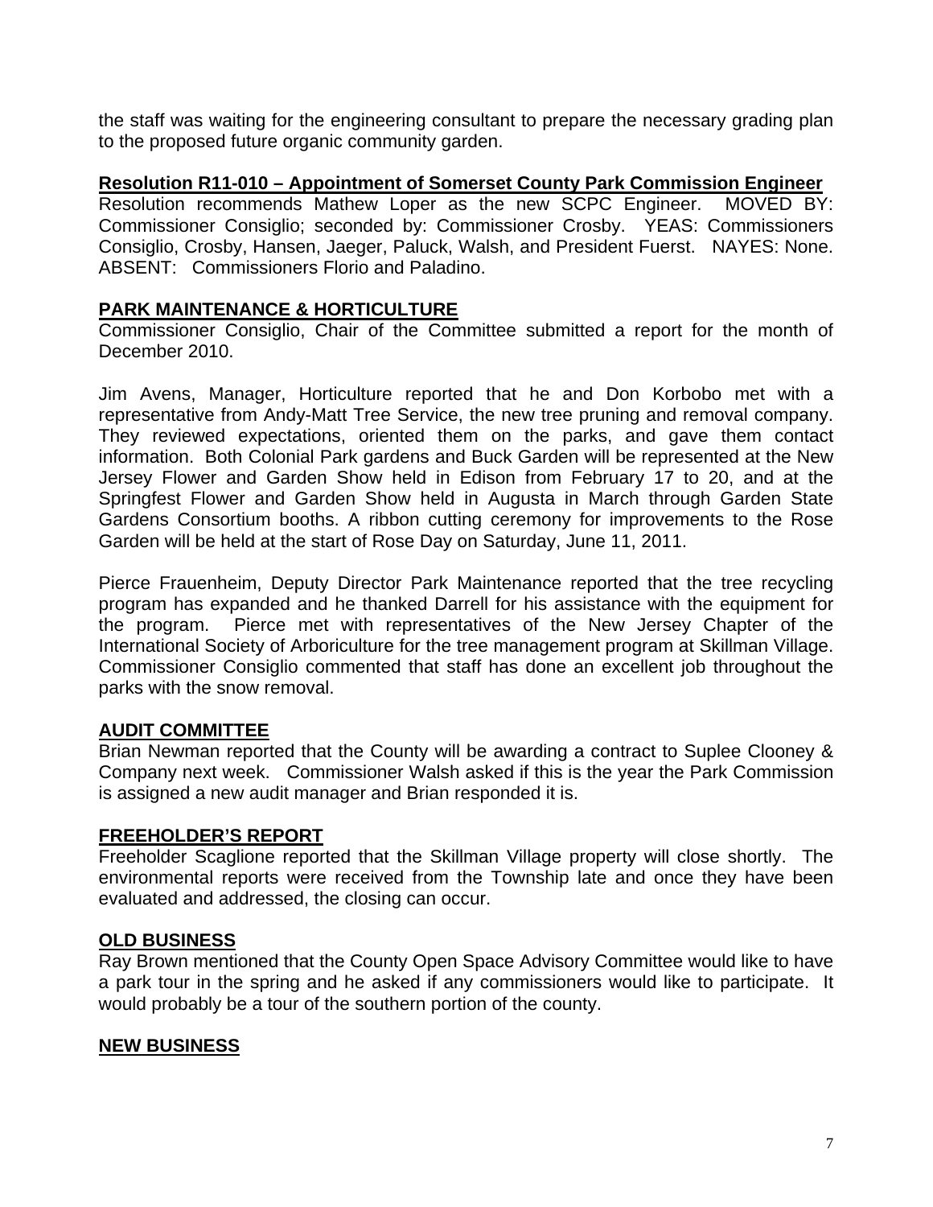the staff was waiting for the engineering consultant to prepare the necessary grading plan to the proposed future organic community garden.

**Resolution R11-010 – Appointment of Somerset County Park Commission Engineer**

Resolution recommends Mathew Loper as the new SCPC Engineer. MOVED BY: Commissioner Consiglio; seconded by: Commissioner Crosby. YEAS: Commissioners Consiglio, Crosby, Hansen, Jaeger, Paluck, Walsh, and President Fuerst. NAYES: None. ABSENT: Commissioners Florio and Paladino.

**PARK MAINTENANCE & HORTICULTURE**

Commissioner Consiglio, Chair of the Committee submitted a report for the month of December 2010.

Jim Avens, Manager, Horticulture reported that he and Don Korbobo met with a representative from Andy-Matt Tree Service, the new tree pruning and removal company. They reviewed expectations, oriented them on the parks, and gave them contact information. Both Colonial Park gardens and Buck Garden will be represented at the New Jersey Flower and Garden Show held in Edison from February 17 to 20, and at the Springfest Flower and Garden Show held in Augusta in March through Garden State Gardens Consortium booths. A ribbon cutting ceremony for improvements to the Rose Garden will be held at the start of Rose Day on Saturday, June 11, 2011.

Pierce Frauenheim, Deputy Director Park Maintenance reported that the tree recycling program has expanded and he thanked Darrell for his assistance with the equipment for the program. Pierce met with representatives of the New Jersey Chapter of the International Society of Arboriculture for the tree management program at Skillman Village. Commissioner Consiglio commented that staff has done an excellent job throughout the parks with the snow removal.

**AUDIT COMMITTEE**

Brian Newman reported that the County will be awarding a contract to Suplee Clooney & Company next week. Commissioner Walsh asked if this is the year the Park Commission is assigned a new audit manager and Brian responded it is.

**FREEHOLDER'S REPORT**

Freeholder Scaglione reported that the Skillman Village property will close shortly. The environmental reports were received from the Township late and once they have been evaluated and addressed, the closing can occur.

**OLD BUSINESS**

Ray Brown mentioned that the County Open Space Advisory Committee would like to have a park tour in the spring and he asked if any commissioners would like to participate. It would probably be a tour of the southern portion of the county.

**NEW BUSINESS**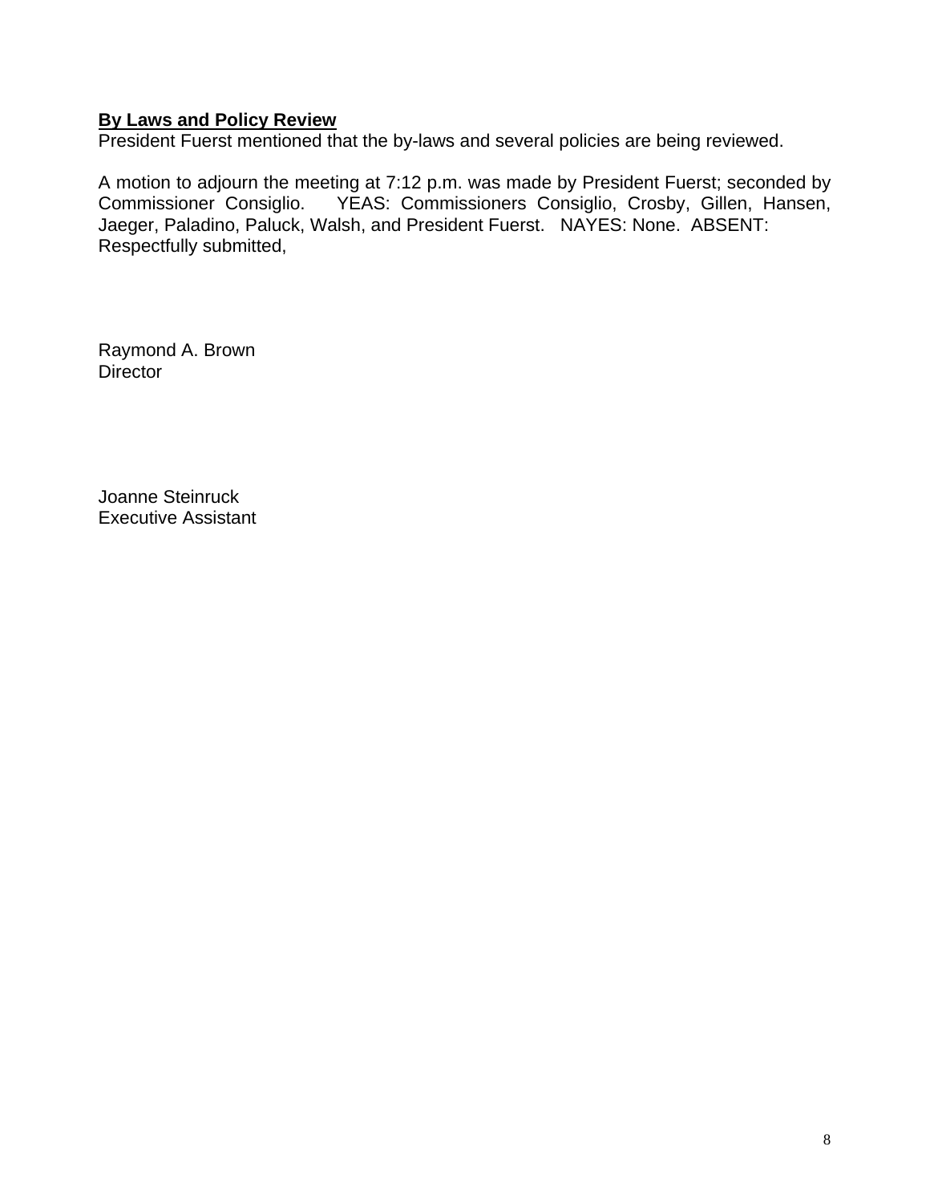**By Laws and Policy Review**

President Fuerst mentioned that the by-laws and several policies are being reviewed.

A motion to adjourn the meeting at 7:12 p.m. was made by President Fuerst; seconded by Commissioner Consiglio. YEAS: Commissioners Consiglio, Crosby, Gillen, Hansen, Jaeger, Paladino, Paluck, Walsh, and President Fuerst. NAYES: None. ABSENT:

Respectfully submitted,

Raymond A. Brown
Director

Joanne Steinruck
Executive Assistant